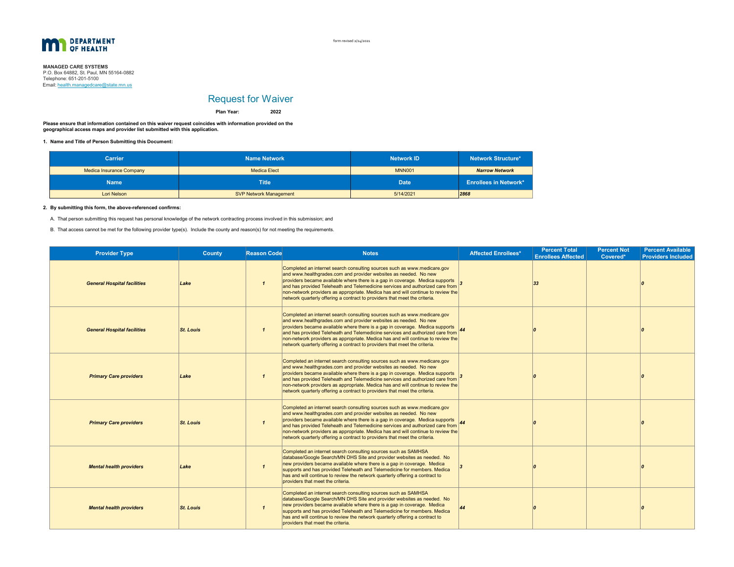MN DEPARTMENT OF HEALTH

form revised 2/24/2021

**MANAGED CARE SYSTEMS**
P.O. Box 64882, St. Paul, MN 55164-0882
Telephone: 651-201-5100
Email: health.managedcare@state.mn.us

# Request for Waiver

**Plan Year: 2022**

**Please ensure that information contained on this waiver request coincides with information provided on the geographical access maps and provider list submitted with this application.**

**1. Name and Title of Person Submitting this Document:**

| Carrier | Name Network | Network ID | Network Structure* |
|---|---|---|---|
| Medica Insurance Company | Medica Elect | MNN001 | ***Narrow Network*** |
| **Name** | **Title** | **Date** | **Enrollees in Network*** |
| Lori Nelson | SVP Network Management | 5/14/2021 | ***2868*** |

**2. By submitting this form, the above-referenced confirms:**

A. That person submitting this request has personal knowledge of the network contracting process involved in this submission; and

B. That access cannot be met for the following provider type(s). Include the county and reason(s) for not meeting the requirements.

| Provider Type | County | Reason Code | Notes | Affected Enrollees* | Percent Total Enrollees Affected | Percent Not Covered* | Percent Available Providers Included |
|---|---|---|---|---|---|---|---|
| ***General Hospital facilities*** | ***Lake*** | ***1*** | Completed an internet search consulting sources such as www.medicare.gov and www.healthgrades.com and provider websites as needed. No new providers became available where there is a gap in coverage. Medica supports and has provided Teleheath and Telemedicine services and authorized care from non-network providers as appropriate. Medica has and will continue to review the network quarterly offering a contract to providers that meet the criteria. | ***3*** | ***33*** | | ***0*** |
| ***General Hospital facilities*** | ***St. Louis*** | ***1*** | Completed an internet search consulting sources such as www.medicare.gov and www.healthgrades.com and provider websites as needed. No new providers became available where there is a gap in coverage. Medica supports and has provided Teleheath and Telemedicine services and authorized care from non-network providers as appropriate. Medica has and will continue to review the network quarterly offering a contract to providers that meet the criteria. | ***44*** | ***0*** | | ***0*** |
| ***Primary Care providers*** | ***Lake*** | ***1*** | Completed an internet search consulting sources such as www.medicare.gov and www.healthgrades.com and provider websites as needed. No new providers became available where there is a gap in coverage. Medica supports and has provided Teleheath and Telemedicine services and authorized care from non-network providers as appropriate. Medica has and will continue to review the network quarterly offering a contract to providers that meet the criteria. | ***3*** | ***0*** | | ***0*** |
| ***Primary Care providers*** | ***St. Louis*** | ***1*** | Completed an internet search consulting sources such as www.medicare.gov and www.healthgrades.com and provider websites as needed. No new providers became available where there is a gap in coverage. Medica supports and has provided Teleheath and Telemedicine services and authorized care from non-network providers as appropriate. Medica has and will continue to review the network quarterly offering a contract to providers that meet the criteria. | ***44*** | ***0*** | | ***0*** |
| ***Mental health providers*** | ***Lake*** | ***1*** | Completed an internet search consulting sources such as SAMHSA database/Google Search/MN DHS Site and provider websites as needed. No new providers became available where there is a gap in coverage. Medica supports and has provided Teleheath and Telemedicine for members. Medica has and will continue to review the network quarterly offering a contract to providers that meet the criteria. | ***3*** | ***0*** | | ***0*** |
| ***Mental health providers*** | ***St. Louis*** | ***1*** | Completed an internet search consulting sources such as SAMHSA database/Google Search/MN DHS Site and provider websites as needed. No new providers became available where there is a gap in coverage. Medica supports and has provided Teleheath and Telemedicine for members. Medica has and will continue to review the network quarterly offering a contract to providers that meet the criteria. | ***44*** | ***0*** | | ***0*** |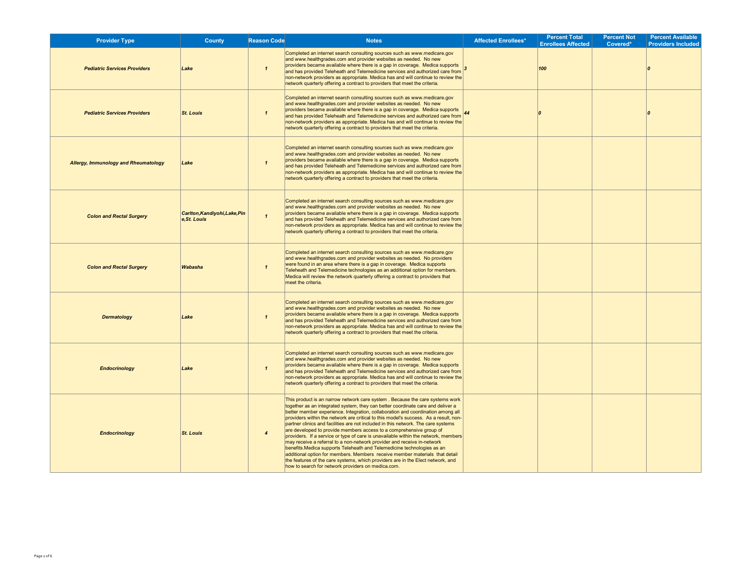| Provider Type | County | Reason Code | Notes | Affected Enrollees* | Percent Total Enrollees Affected | Percent Not Covered* | Percent Available Providers Included |
|---|---|---|---|---|---|---|---|
| ***Pediatric Services Providers*** | ***Lake*** | ***1*** | Completed an internet search consulting sources such as www.medicare.gov and www.healthgrades.com and provider websites as needed. No new providers became available where there is a gap in coverage. Medica supports and has provided Teleheath and Telemedicine services and authorized care from non-network providers as appropriate. Medica has and will continue to review the network quarterly offering a contract to providers that meet the criteria. | ***3*** | ***100*** | | ***0*** |
| ***Pediatric Services Providers*** | ***St. Louis*** | ***1*** | Completed an internet search consulting sources such as www.medicare.gov and www.healthgrades.com and provider websites as needed. No new providers became available where there is a gap in coverage. Medica supports and has provided Teleheath and Telemedicine services and authorized care from non-network providers as appropriate. Medica has and will continue to review the network quarterly offering a contract to providers that meet the criteria. | ***44*** | ***0*** | | ***0*** |
| ***Allergy, Immunology and Rheumatology*** | ***Lake*** | ***1*** | Completed an internet search consulting sources such as www.medicare.gov and www.healthgrades.com and provider websites as needed. No new providers became available where there is a gap in coverage. Medica supports and has provided Teleheath and Telemedicine services and authorized care from non-network providers as appropriate. Medica has and will continue to review the network quarterly offering a contract to providers that meet the criteria. | | | | |
| ***Colon and Rectal Surgery*** | ***Carlton,Kandiyohi,Lake,Pine,St. Louis*** | ***1*** | Completed an internet search consulting sources such as www.medicare.gov and www.healthgrades.com and provider websites as needed. No new providers became available where there is a gap in coverage. Medica supports and has provided Teleheath and Telemedicine services and authorized care from non-network providers as appropriate. Medica has and will continue to review the network quarterly offering a contract to providers that meet the criteria. | | | | |
| ***Colon and Rectal Surgery*** | ***Wabasha*** | ***1*** | Completed an internet search consulting sources such as www.medicare.gov and www.healthgrades.com and provider websites as needed. No providers were found in an area where there is a gap in coverage. Medica supports Teleheath and Telemedicine technologies as an additional option for members. Medica will review the network quarterly offering a contract to providers that meet the criteria. | | | | |
| ***Dermatology*** | ***Lake*** | ***1*** | Completed an internet search consulting sources such as www.medicare.gov and www.healthgrades.com and provider websites as needed. No new providers became available where there is a gap in coverage. Medica supports and has provided Teleheath and Telemedicine services and authorized care from non-network providers as appropriate. Medica has and will continue to review the network quarterly offering a contract to providers that meet the criteria. | | | | |
| ***Endocrinology*** | ***Lake*** | ***1*** | Completed an internet search consulting sources such as www.medicare.gov and www.healthgrades.com and provider websites as needed. No new providers became available where there is a gap in coverage. Medica supports and has provided Teleheath and Telemedicine services and authorized care from non-network providers as appropriate. Medica has and will continue to review the network quarterly offering a contract to providers that meet the criteria. | | | | |
| ***Endocrinology*** | ***St. Louis*** | ***4*** | This product is an narrow network care system . Because the care systems work together as an integrated system, they can better coordinate care and deliver a better member experience. Integration, collaboration and coordination among all providers within the network are critical to this model's success. As a result, non-partner clinics and facilities are not included in this network. The care systems are developed to provide members access to a comprehensive group of providers. If a service or type of care is unavailable within the network, members may receive a referral to a non-network provider and receive in-network benefits.Medica supports Teleheath and Telemedicine technologies as an additional option for members. Members receive member materials that detail the features of the care systems, which providers are in the Elect network, and how to search for network providers on medica.com. | | | | |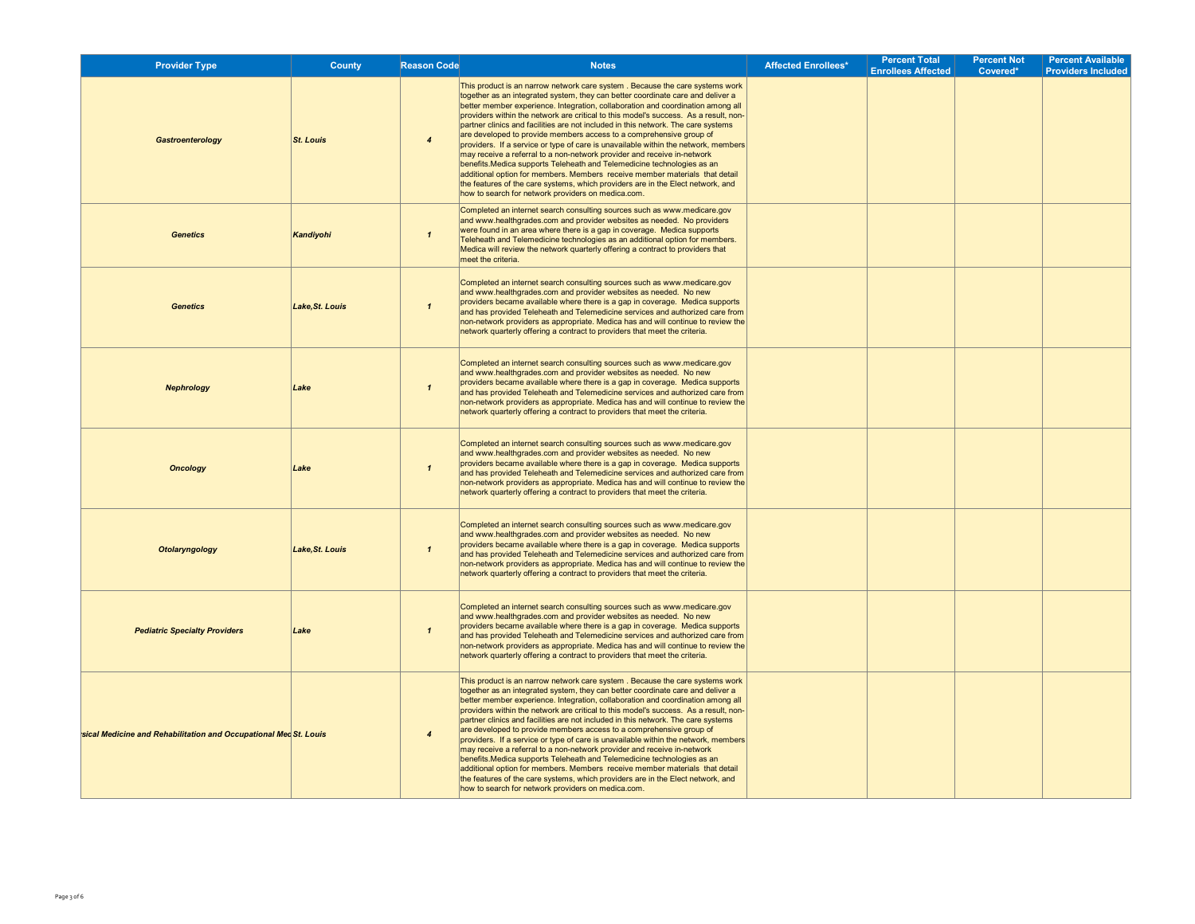| Provider Type | County | Reason Code | Notes | Affected Enrollees* | Percent Total Enrollees Affected | Percent Not Covered* | Percent Available Providers Included |
|---|---|---|---|---|---|---|---|
| *Gastroenterology* | *St. Louis* | *4* | This product is an narrow network care system . Because the care systems work together as an integrated system, they can better coordinate care and deliver a better member experience. Integration, collaboration and coordination among all providers within the network are critical to this model's success. As a result, non-partner clinics and facilities are not included in this network. The care systems are developed to provide members access to a comprehensive group of providers. If a service or type of care is unavailable within the network, members may receive a referral to a non-network provider and receive in-network benefits.Medica supports Teleheath and Telemedicine technologies as an additional option for members. Members receive member materials that detail the features of the care systems, which providers are in the Elect network, and how to search for network providers on medica.com. | | | | |
| *Genetics* | *Kandiyohi* | *1* | Completed an internet search consulting sources such as www.medicare.gov and www.healthgrades.com and provider websites as needed. No providers were found in an area where there is a gap in coverage. Medica supports Teleheath and Telemedicine technologies as an additional option for members. Medica will review the network quarterly offering a contract to providers that meet the criteria. | | | | |
| *Genetics* | *Lake,St. Louis* | *1* | Completed an internet search consulting sources such as www.medicare.gov and www.healthgrades.com and provider websites as needed. No new providers became available where there is a gap in coverage. Medica supports and has provided Teleheath and Telemedicine services and authorized care from non-network providers as appropriate. Medica has and will continue to review the network quarterly offering a contract to providers that meet the criteria. | | | | |
| *Nephrology* | *Lake* | *1* | Completed an internet search consulting sources such as www.medicare.gov and www.healthgrades.com and provider websites as needed. No new providers became available where there is a gap in coverage. Medica supports and has provided Teleheath and Telemedicine services and authorized care from non-network providers as appropriate. Medica has and will continue to review the network quarterly offering a contract to providers that meet the criteria. | | | | |
| *Oncology* | *Lake* | *1* | Completed an internet search consulting sources such as www.medicare.gov and www.healthgrades.com and provider websites as needed. No new providers became available where there is a gap in coverage. Medica supports and has provided Teleheath and Telemedicine services and authorized care from non-network providers as appropriate. Medica has and will continue to review the network quarterly offering a contract to providers that meet the criteria. | | | | |
| *Otolaryngology* | *Lake,St. Louis* | *1* | Completed an internet search consulting sources such as www.medicare.gov and www.healthgrades.com and provider websites as needed. No new providers became available where there is a gap in coverage. Medica supports and has provided Teleheath and Telemedicine services and authorized care from non-network providers as appropriate. Medica has and will continue to review the network quarterly offering a contract to providers that meet the criteria. | | | | |
| *Pediatric Specialty Providers* | *Lake* | *1* | Completed an internet search consulting sources such as www.medicare.gov and www.healthgrades.com and provider websites as needed. No new providers became available where there is a gap in coverage. Medica supports and has provided Teleheath and Telemedicine services and authorized care from non-network providers as appropriate. Medica has and will continue to review the network quarterly offering a contract to providers that meet the criteria. | | | | |
| *sical Medicine and Rehabilitation and Occupational Med* | *St. Louis* | *4* | This product is an narrow network care system . Because the care systems work together as an integrated system, they can better coordinate care and deliver a better member experience. Integration, collaboration and coordination among all providers within the network are critical to this model's success. As a result, non-partner clinics and facilities are not included in this network. The care systems are developed to provide members access to a comprehensive group of providers. If a service or type of care is unavailable within the network, members may receive a referral to a non-network provider and receive in-network benefits.Medica supports Teleheath and Telemedicine technologies as an additional option for members. Members receive member materials that detail the features of the care systems, which providers are in the Elect network, and how to search for network providers on medica.com. | | | | |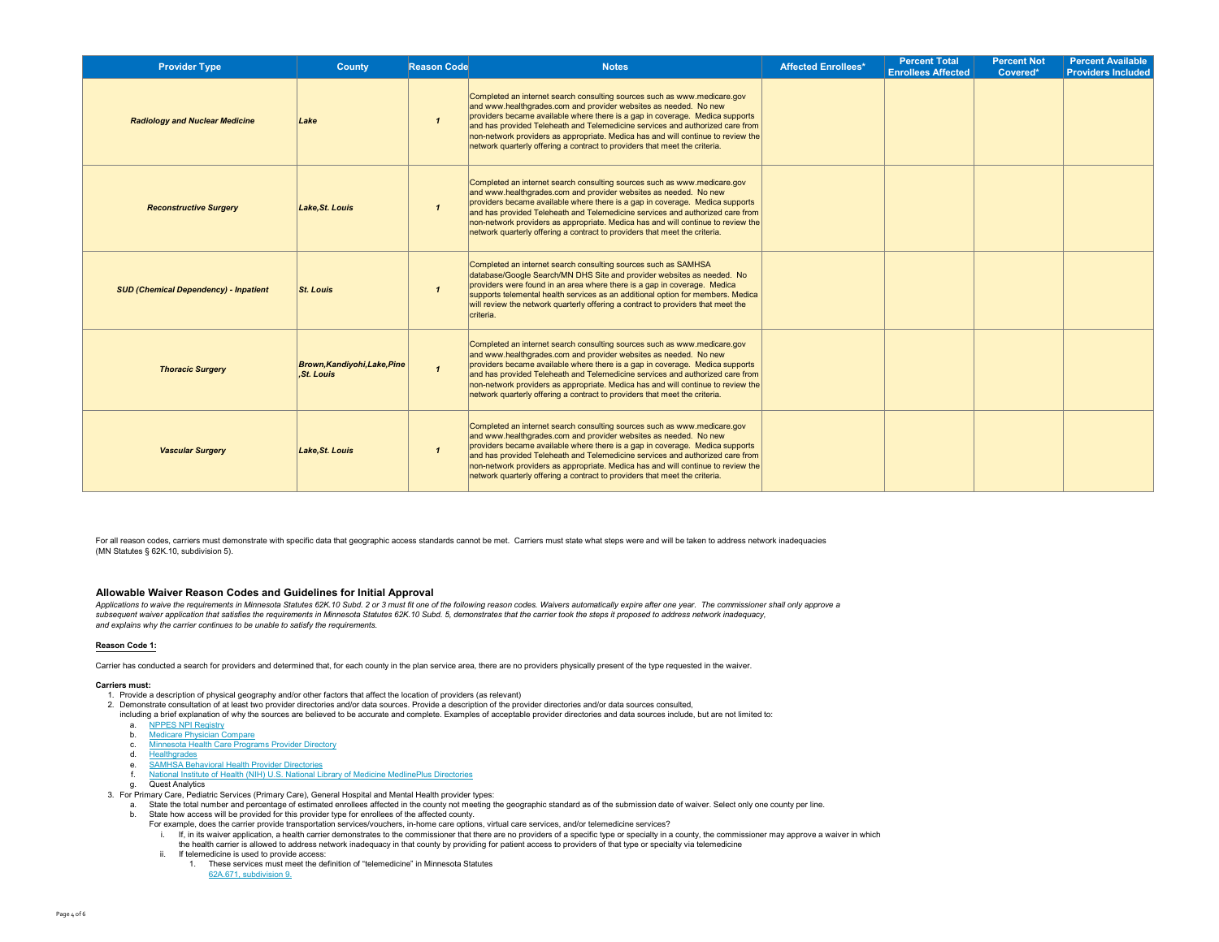| Provider Type | County | Reason Code | Notes | Affected Enrollees* | Percent Total Enrollees Affected | Percent Not Covered* | Percent Available Providers Included |
|---|---|---|---|---|---|---|---|
| ***Radiology and Nuclear Medicine*** | ***Lake*** | ***1*** | Completed an internet search consulting sources such as www.medicare.gov and www.healthgrades.com and provider websites as needed. No new providers became available where there is a gap in coverage. Medica supports and has provided Teleheath and Telemedicine services and authorized care from non-network providers as appropriate. Medica has and will continue to review the network quarterly offering a contract to providers that meet the criteria. | | | | |
| ***Reconstructive Surgery*** | ***Lake,St. Louis*** | ***1*** | Completed an internet search consulting sources such as www.medicare.gov and www.healthgrades.com and provider websites as needed. No new providers became available where there is a gap in coverage. Medica supports and has provided Teleheath and Telemedicine services and authorized care from non-network providers as appropriate. Medica has and will continue to review the network quarterly offering a contract to providers that meet the criteria. | | | | |
| ***SUD (Chemical Dependency) - Inpatient*** | ***St. Louis*** | ***1*** | Completed an internet search consulting sources such as SAMHSA database/Google Search/MN DHS Site and provider websites as needed. No providers were found in an area where there is a gap in coverage. Medica supports telemental health services as an additional option for members. Medica will review the network quarterly offering a contract to providers that meet the criteria. | | | | |
| ***Thoracic Surgery*** | ***Brown,Kandiyohi,Lake,Pine,St. Louis*** | ***1*** | Completed an internet search consulting sources such as www.medicare.gov and www.healthgrades.com and provider websites as needed. No new providers became available where there is a gap in coverage. Medica supports and has provided Teleheath and Telemedicine services and authorized care from non-network providers as appropriate. Medica has and will continue to review the network quarterly offering a contract to providers that meet the criteria. | | | | |
| ***Vascular Surgery*** | ***Lake,St. Louis*** | ***1*** | Completed an internet search consulting sources such as www.medicare.gov and www.healthgrades.com and provider websites as needed. No new providers became available where there is a gap in coverage. Medica supports and has provided Teleheath and Telemedicine services and authorized care from non-network providers as appropriate. Medica has and will continue to review the network quarterly offering a contract to providers that meet the criteria. | | | | |

For all reason codes, carriers must demonstrate with specific data that geographic access standards cannot be met. Carriers must state what steps were and will be taken to address network inadequacies (MN Statutes § 62K.10, subdivision 5).

## Allowable Waiver Reason Codes and Guidelines for Initial Approval

*Applications to waive the requirements in Minnesota Statutes 62K.10 Subd. 2 or 3 must fit one of the following reason codes. Waivers automatically expire after one year. The commissioner shall only approve a subsequent waiver application that satisfies the requirements in Minnesota Statutes 62K.10 Subd. 5, demonstrates that the carrier took the steps it proposed to address network inadequacy, and explains why the carrier continues to be unable to satisfy the requirements.*

**Reason Code 1:**

Carrier has conducted a search for providers and determined that, for each county in the plan service area, there are no providers physically present of the type requested in the waiver.

**Carriers must:**

1. Provide a description of physical geography and/or other factors that affect the location of providers (as relevant)
2. Demonstrate consultation of at least two provider directories and/or data sources. Provide a description of the provider directories and/or data sources consulted, including a brief explanation of why the sources are believed to be accurate and complete. Examples of acceptable provider directories and data sources include, but are not limited to:
   a. NPPES NPI Registry
   b. Medicare Physician Compare
   c. Minnesota Health Care Programs Provider Directory
   d. Healthgrades
   e. SAMHSA Behavioral Health Provider Directories
   f. National Institute of Health (NIH) U.S. National Library of Medicine MedlinePlus Directories
   g. Quest Analytics
3. For Primary Care, Pediatric Services (Primary Care), General Hospital and Mental Health provider types:
   a. State the total number and percentage of estimated enrollees affected in the county not meeting the geographic standard as of the submission date of waiver. Select only one county per line.
   b. State how access will be provided for this provider type for enrollees of the affected county.
      For example, does the carrier provide transportation services/vouchers, in-home care options, virtual care services, and/or telemedicine services?
      i. If, in its waiver application, a health carrier demonstrates to the commissioner that there are no providers of a specific type or specialty in a county, the commissioner may approve a waiver in which the health carrier is allowed to address network inadequacy in that county by providing for patient access to providers of that type or specialty via telemedicine
      ii. If telemedicine is used to provide access:
         1. These services must meet the definition of "telemedicine" in Minnesota Statutes 62A.671, subdivision 9.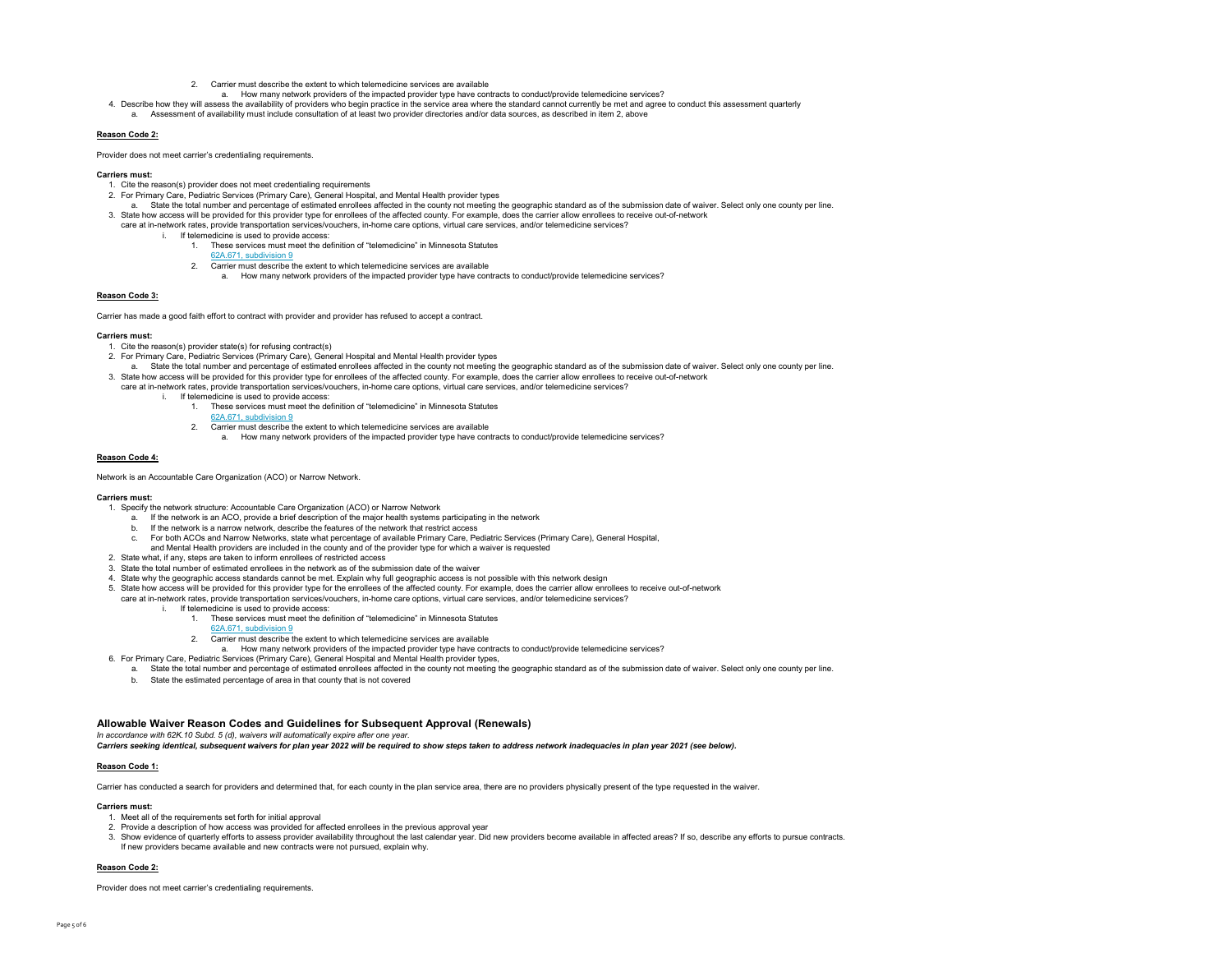2. Carrier must describe the extent to which telemedicine services are available
   a. How many network providers of the impacted provider type have contracts to conduct/provide telemedicine services?

4. Describe how they will assess the availability of providers who begin practice in the service area where the standard cannot currently be met and agree to conduct this assessment quarterly
   a. Assessment of availability must include consultation of at least two provider directories and/or data sources, as described in item 2, above

**Reason Code 2:**

Provider does not meet carrier's credentialing requirements.

**Carriers must:**

1. Cite the reason(s) provider does not meet credentialing requirements
2. For Primary Care, Pediatric Services (Primary Care), General Hospital, and Mental Health provider types
   a. State the total number and percentage of estimated enrollees affected in the county not meeting the geographic standard as of the submission date of waiver. Select only one county per line.
3. State how access will be provided for this provider type for enrollees of the affected county. For example, does the carrier allow enrollees to receive out-of-network care at in-network rates, provide transportation services/vouchers, in-home care options, virtual care services, and/or telemedicine services?
   i. If telemedicine is used to provide access:
      1. These services must meet the definition of "telemedicine" in Minnesota Statutes 62A.671, subdivision 9
      2. Carrier must describe the extent to which telemedicine services are available
         a. How many network providers of the impacted provider type have contracts to conduct/provide telemedicine services?

**Reason Code 3:**

Carrier has made a good faith effort to contract with provider and provider has refused to accept a contract.

**Carriers must:**

1. Cite the reason(s) provider state(s) for refusing contract(s)
2. For Primary Care, Pediatric Services (Primary Care), General Hospital and Mental Health provider types
   a. State the total number and percentage of estimated enrollees affected in the county not meeting the geographic standard as of the submission date of waiver. Select only one county per line.
3. State how access will be provided for this provider type for enrollees of the affected county. For example, does the carrier allow enrollees to receive out-of-network care at in-network rates, provide transportation services/vouchers, in-home care options, virtual care services, and/or telemedicine services?
   i. If telemedicine is used to provide access:
      1. These services must meet the definition of "telemedicine" in Minnesota Statutes 62A.671, subdivision 9
      2. Carrier must describe the extent to which telemedicine services are available
         a. How many network providers of the impacted provider type have contracts to conduct/provide telemedicine services?

**Reason Code 4:**

Network is an Accountable Care Organization (ACO) or Narrow Network.

**Carriers must:**

1. Specify the network structure: Accountable Care Organization (ACO) or Narrow Network
   a. If the network is an ACO, provide a brief description of the major health systems participating in the network
   b. If the network is a narrow network, describe the features of the network that restrict access
   c. For both ACOs and Narrow Networks, state what percentage of available Primary Care, Pediatric Services (Primary Care), General Hospital, and Mental Health providers are included in the county and of the provider type for which a waiver is requested
2. State what, if any, steps are taken to inform enrollees of restricted access
3. State the total number of estimated enrollees in the network as of the submission date of the waiver
4. State why the geographic access standards cannot be met. Explain why full geographic access is not possible with this network design
5. State how access will be provided for this provider type for the enrollees of the affected county. For example, does the carrier allow enrollees to receive out-of-network care at in-network rates, provide transportation services/vouchers, in-home care options, virtual care services, and/or telemedicine services?
   i. If telemedicine is used to provide access:
      1. These services must meet the definition of "telemedicine" in Minnesota Statutes 62A.671, subdivision 9
      2. Carrier must describe the extent to which telemedicine services are available
         a. How many network providers of the impacted provider type have contracts to conduct/provide telemedicine services?
6. For Primary Care, Pediatric Services (Primary Care), General Hospital and Mental Health provider types,
   a. State the total number and percentage of estimated enrollees affected in the county not meeting the geographic standard as of the submission date of waiver. Select only one county per line.
   b. State the estimated percentage of area in that county that is not covered

## Allowable Waiver Reason Codes and Guidelines for Subsequent Approval (Renewals)

*In accordance with 62K.10 Subd. 5 (d), waivers will automatically expire after one year.*

***Carriers seeking identical, subsequent waivers for plan year 2022 will be required to show steps taken to address network inadequacies in plan year 2021 (see below).***

**Reason Code 1:**

Carrier has conducted a search for providers and determined that, for each county in the plan service area, there are no providers physically present of the type requested in the waiver.

**Carriers must:**

1. Meet all of the requirements set forth for initial approval
2. Provide a description of how access was provided for affected enrollees in the previous approval year
3. Show evidence of quarterly efforts to assess provider availability throughout the last calendar year. Did new providers become available in affected areas? If so, describe any efforts to pursue contracts. If new providers became available and new contracts were not pursued, explain why.

**Reason Code 2:**

Provider does not meet carrier's credentialing requirements.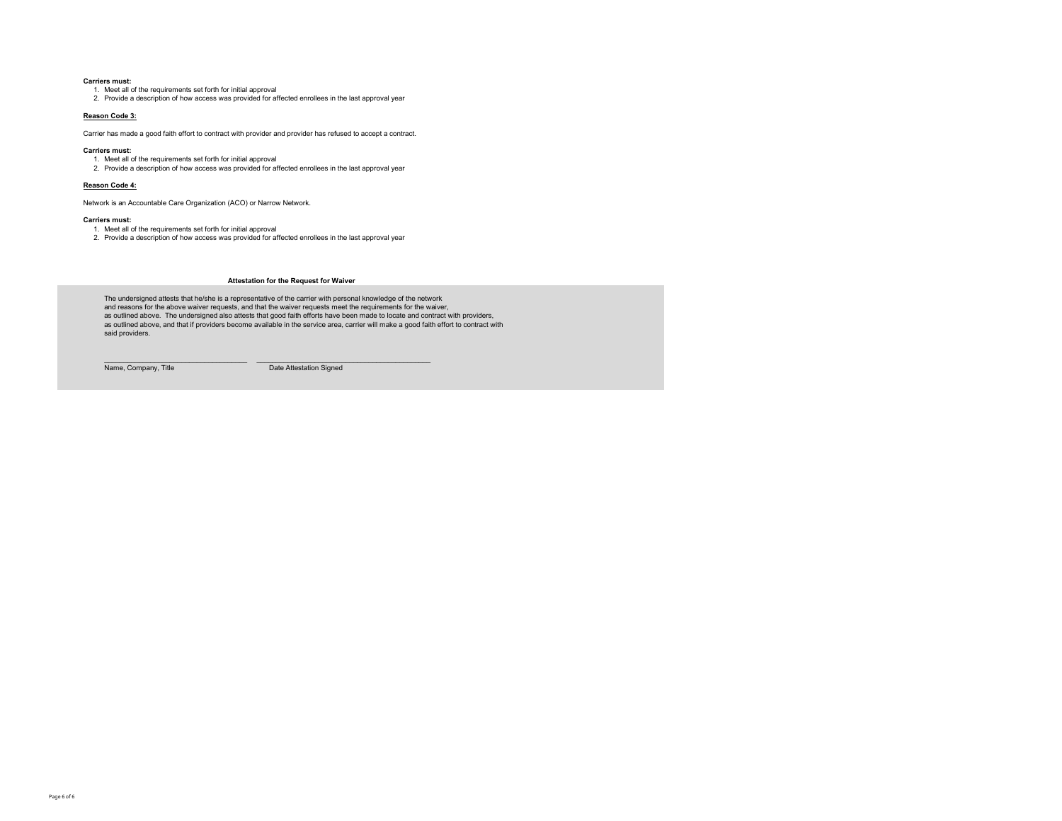**Carriers must:**

1. Meet all of the requirements set forth for initial approval
2. Provide a description of how access was provided for affected enrollees in the last approval year

**Reason Code 3:**

Carrier has made a good faith effort to contract with provider and provider has refused to accept a contract.

**Carriers must:**

1. Meet all of the requirements set forth for initial approval
2. Provide a description of how access was provided for affected enrollees in the last approval year

**Reason Code 4:**

Network is an Accountable Care Organization (ACO) or Narrow Network.

**Carriers must:**

1. Meet all of the requirements set forth for initial approval
2. Provide a description of how access was provided for affected enrollees in the last approval year

**Attestation for the Request for Waiver**

The undersigned attests that he/she is a representative of the carrier with personal knowledge of the network and reasons for the above waiver requests, and that the waiver requests meet the requirements for the waiver, as outlined above. The undersigned also attests that good faith efforts have been made to locate and contract with providers, as outlined above, and that if providers become available in the service area, carrier will make a good faith effort to contract with said providers.

\_\_\_\_\_\_\_\_\_\_\_\_\_\_\_\_\_\_\_\_\_\_\_\_\_\_\_\_\_\_\_\_\_\_\_\_ \_\_\_\_\_\_\_\_\_\_\_\_\_\_\_\_\_\_\_\_\_\_\_\_\_\_\_\_\_\_\_\_\_\_\_\_\_\_\_\_\_\_\_\_\_\_\_\_

Name, Company, Title | Date Attestation Signed